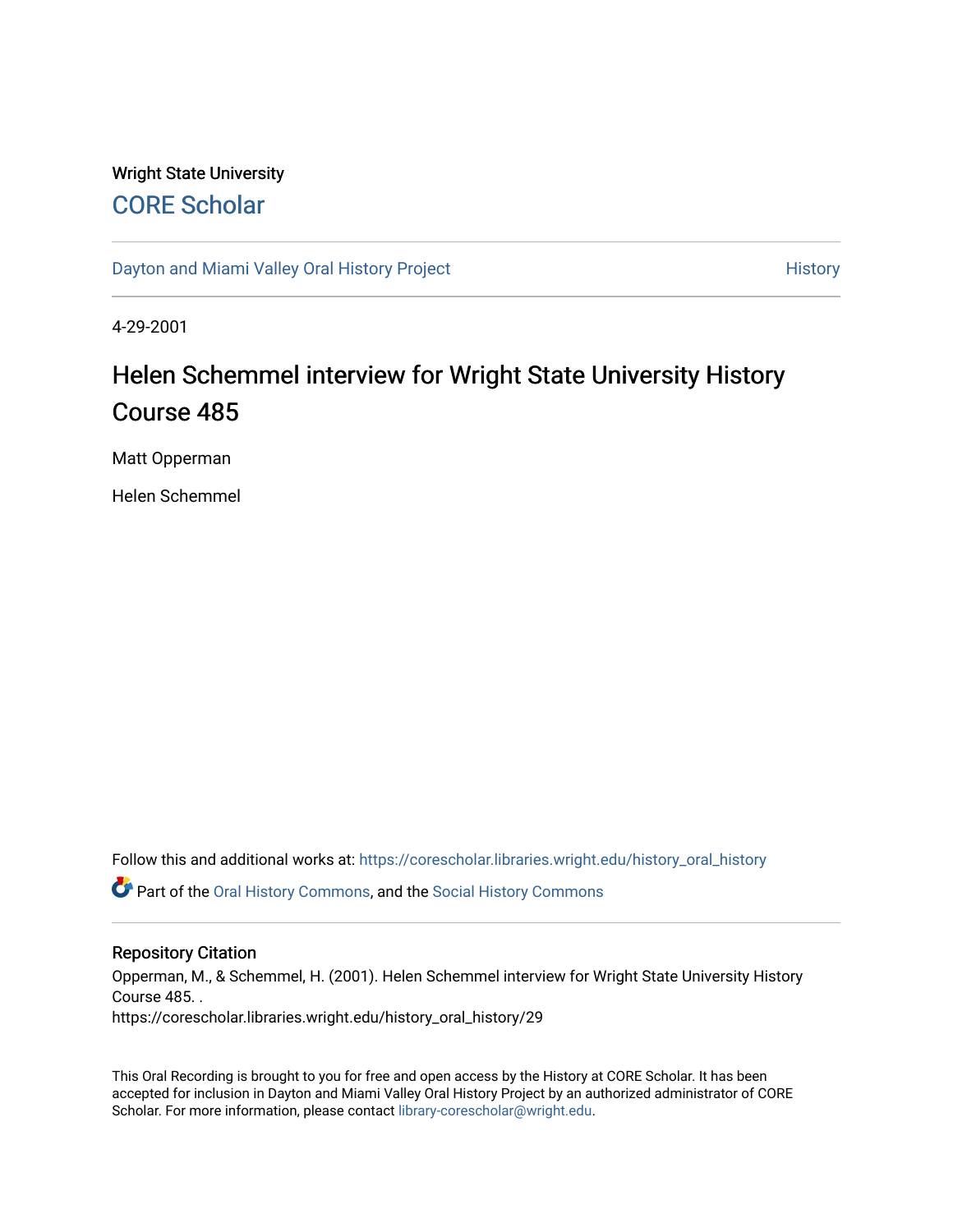Wright State University

# CORE Scholar

Dayton and Miami Valley Oral History Project

History

4-29-2001

# Helen Schemmel interview for Wright State University History Course 485

Matt Opperman

Helen Schemmel

Follow this and additional works at: https://corescholar.libraries.wright.edu/history_oral_history

Part of the Oral History Commons, and the Social History Commons

## Repository Citation

Opperman, M., & Schemmel, H. (2001). Helen Schemmel interview for Wright State University History Course 485. .
https://corescholar.libraries.wright.edu/history_oral_history/29

This Oral Recording is brought to you for free and open access by the History at CORE Scholar. It has been accepted for inclusion in Dayton and Miami Valley Oral History Project by an authorized administrator of CORE Scholar. For more information, please contact library-corescholar@wright.edu.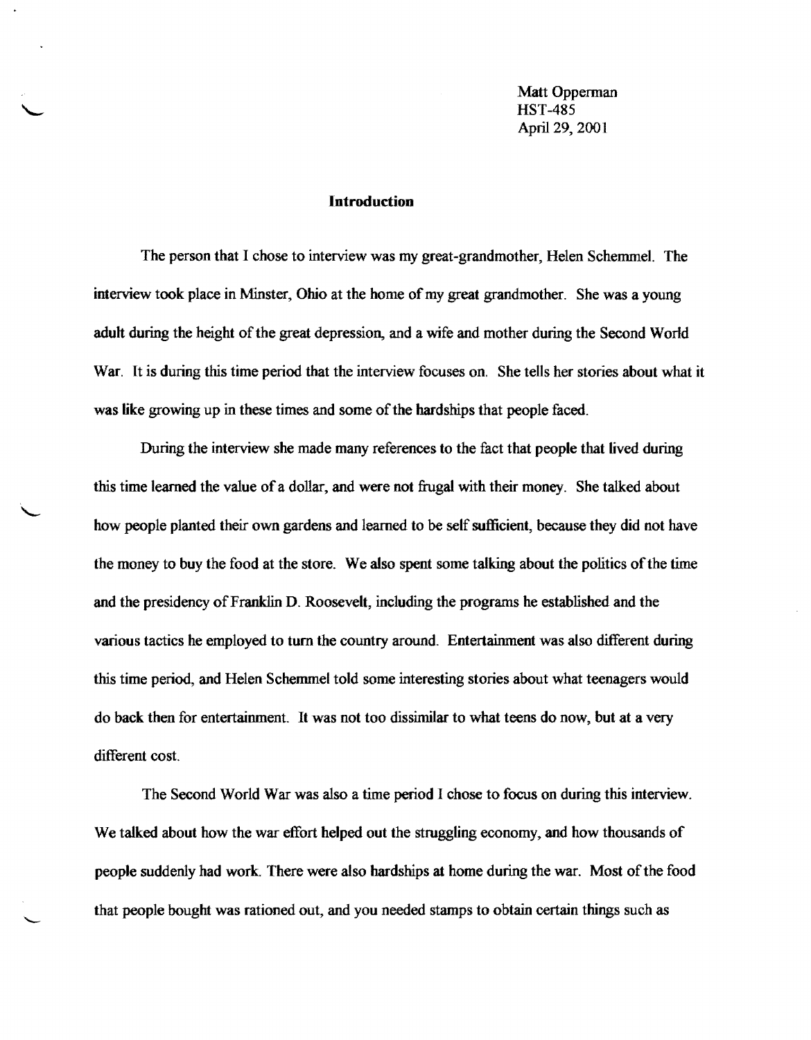Matt Opperman
HST-485
April 29, 2001

## Introduction

The person that I chose to interview was my great-grandmother, Helen Schemmel. The interview took place in Minster, Ohio at the home of my great grandmother. She was a young adult during the height of the great depression, and a wife and mother during the Second World War. It is during this time period that the interview focuses on. She tells her stories about what it was like growing up in these times and some of the hardships that people faced.

During the interview she made many references to the fact that people that lived during this time learned the value of a dollar, and were not frugal with their money. She talked about how people planted their own gardens and learned to be self sufficient, because they did not have the money to buy the food at the store. We also spent some talking about the politics of the time and the presidency of Franklin D. Roosevelt, including the programs he established and the various tactics he employed to turn the country around. Entertainment was also different during this time period, and Helen Schemmel told some interesting stories about what teenagers would do back then for entertainment. It was not too dissimilar to what teens do now, but at a very different cost.

The Second World War was also a time period I chose to focus on during this interview. We talked about how the war effort helped out the struggling economy, and how thousands of people suddenly had work. There were also hardships at home during the war. Most of the food that people bought was rationed out, and you needed stamps to obtain certain things such as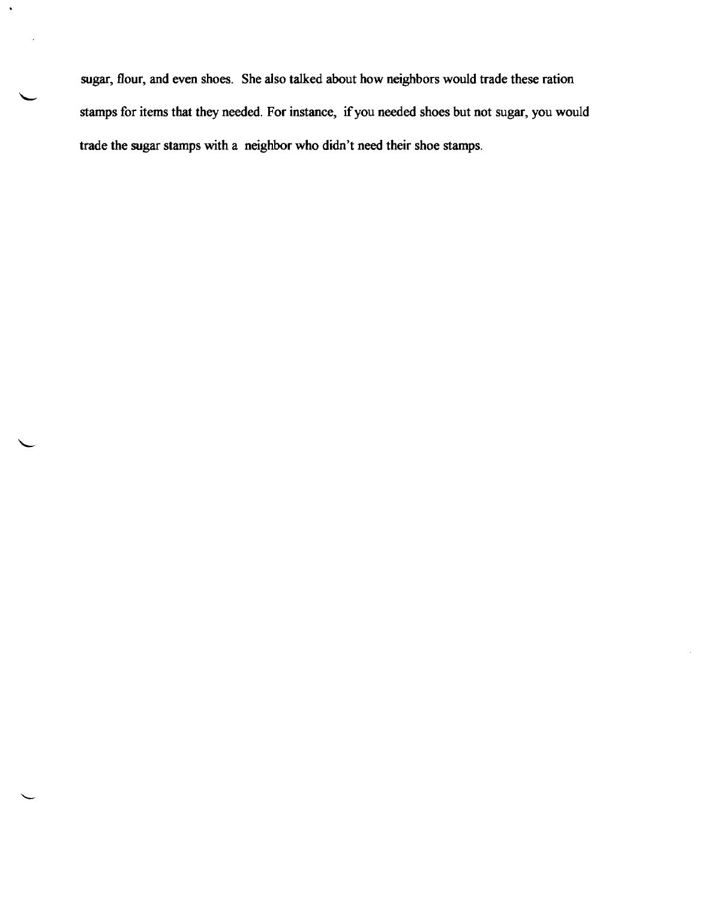sugar, flour, and even shoes. She also talked about how neighbors would trade these ration stamps for items that they needed. For instance, if you needed shoes but not sugar, you would trade the sugar stamps with a neighbor who didn't need their shoe stamps.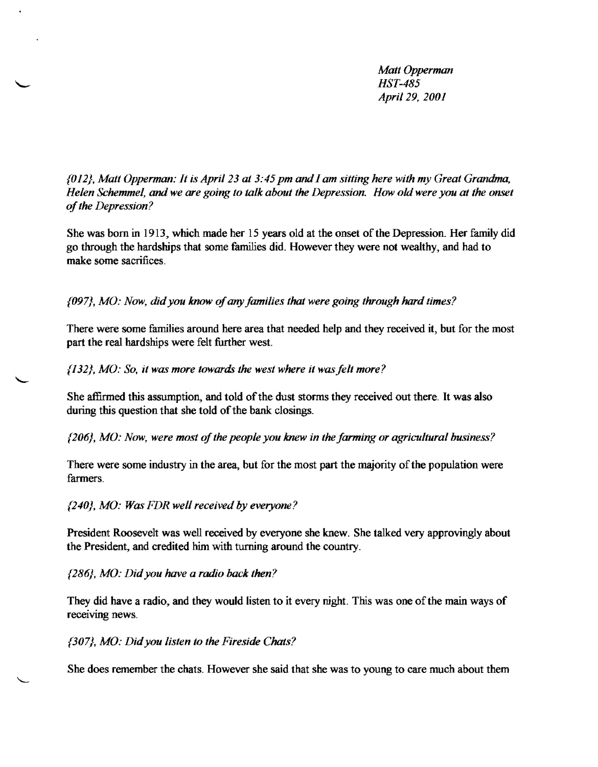*Matt Opperman*
*HST-485*
*April 29, 2001*

*{012}, Matt Opperman: It is April 23 at 3:45 pm and I am sitting here with my Great Grandma, Helen Schemmel, and we are going to talk about the Depression. How old were you at the onset of the Depression?*

She was born in 1913, which made her 15 years old at the onset of the Depression. Her family did go through the hardships that some families did. However they were not wealthy, and had to make some sacrifices.

*{097}, MO: Now, did you know of any families that were going through hard times?*

There were some families around here area that needed help and they received it, but for the most part the real hardships were felt further west.

*{132}, MO: So, it was more towards the west where it was felt more?*

She affirmed this assumption, and told of the dust storms they received out there. It was also during this question that she told of the bank closings.

*{206}, MO: Now, were most of the people you knew in the farming or agricultural business?*

There were some industry in the area, but for the most part the majority of the population were farmers.

*{240}, MO: Was FDR well received by everyone?*

President Roosevelt was well received by everyone she knew. She talked very approvingly about the President, and credited him with turning around the country.

*{286}, MO: Did you have a radio back then?*

They did have a radio, and they would listen to it every night. This was one of the main ways of receiving news.

*{307}, MO: Did you listen to the Fireside Chats?*

She does remember the chats. However she said that she was to young to care much about them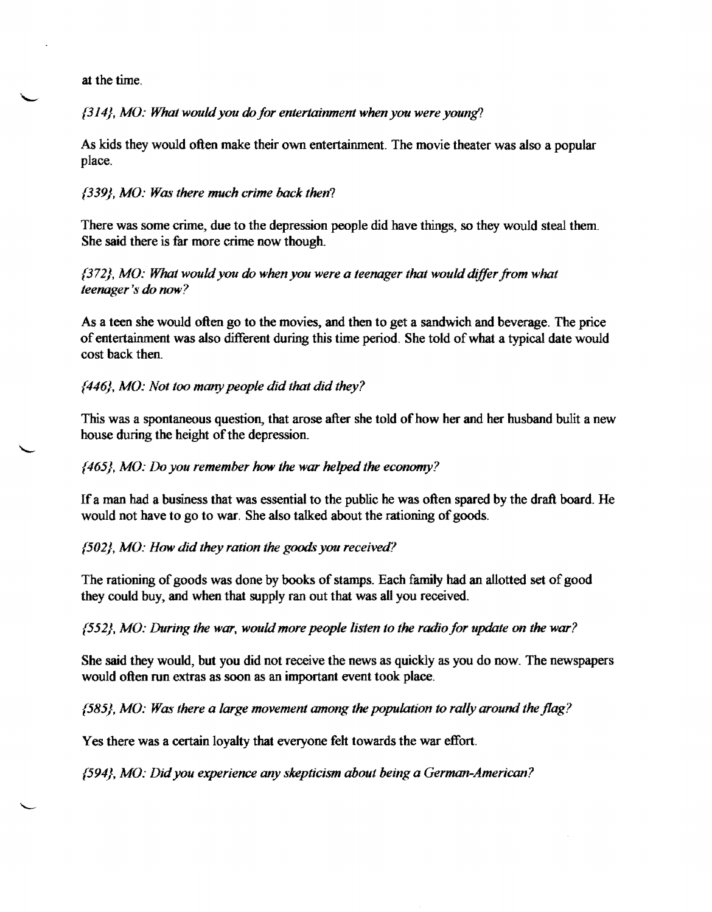at the time.

*{314}, MO: What would you do for entertainment when you were young?*

As kids they would often make their own entertainment. The movie theater was also a popular place.

*{339}, MO: Was there much crime back then?*

There was some crime, due to the depression people did have things, so they would steal them. She said there is far more crime now though.

*{372}, MO: What would you do when you were a teenager that would differ from what teenager's do now?*

As a teen she would often go to the movies, and then to get a sandwich and beverage. The price of entertainment was also different during this time period. She told of what a typical date would cost back then.

*{446}, MO: Not too many people did that did they?*

This was a spontaneous question, that arose after she told of how her and her husband bulit a new house during the height of the depression.

*{465}, MO: Do you remember how the war helped the economy?*

If a man had a business that was essential to the public he was often spared by the draft board. He would not have to go to war. She also talked about the rationing of goods.

*{502}, MO: How did they ration the goods you received?*

The rationing of goods was done by books of stamps. Each family had an allotted set of good they could buy, and when that supply ran out that was all you received.

*{552}, MO: During the war, would more people listen to the radio for update on the war?*

She said they would, but you did not receive the news as quickly as you do now. The newspapers would often run extras as soon as an important event took place.

*{585}, MO: Was there a large movement among the population to rally around the flag?*

Yes there was a certain loyalty that everyone felt towards the war effort.

*{594}, MO: Did you experience any skepticism about being a German-American?*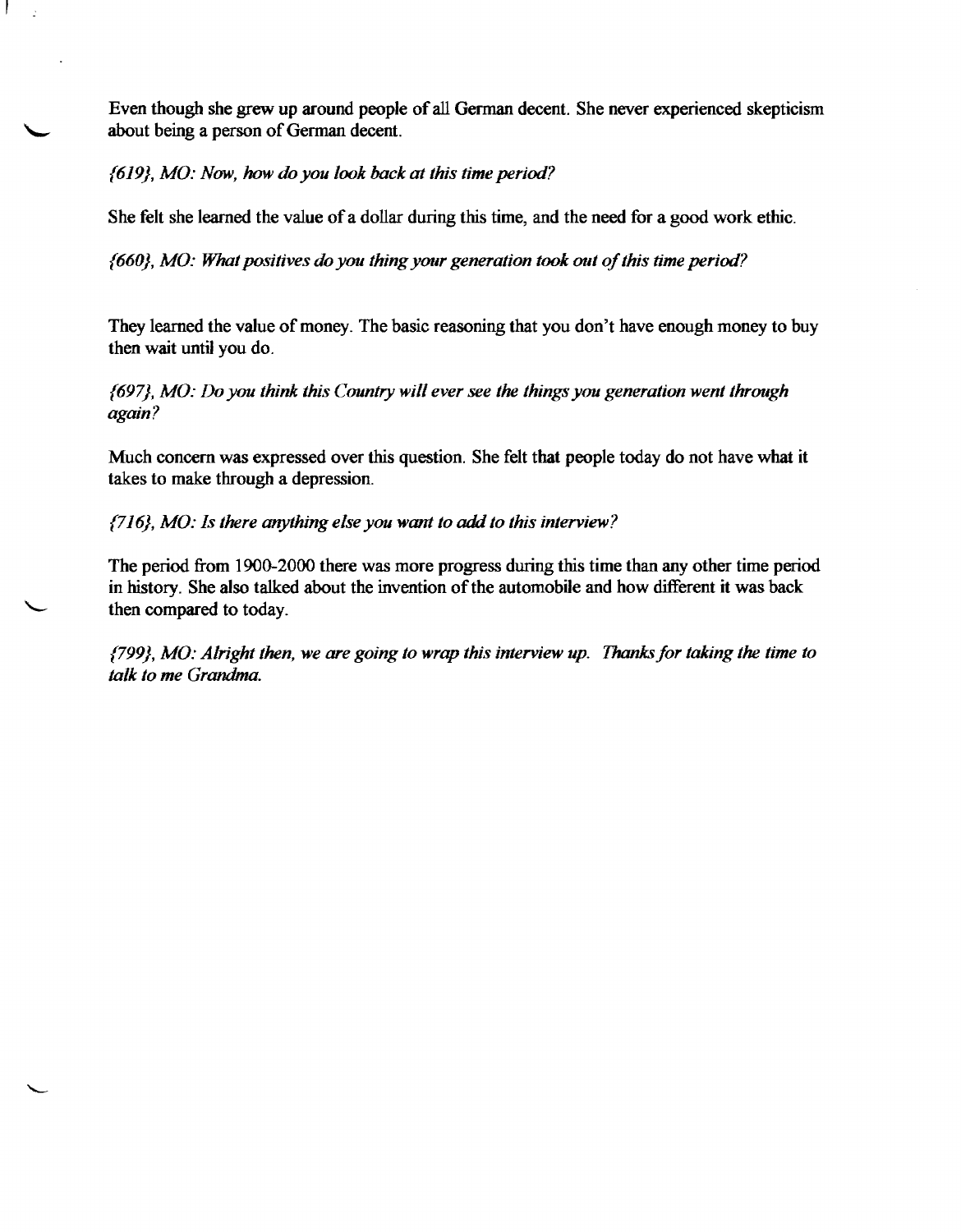Even though she grew up around people of all German decent. She never experienced skepticism about being a person of German decent.

*{619}, MO: Now, how do you look back at this time period?*

She felt she learned the value of a dollar during this time, and the need for a good work ethic.

*{660}, MO: What positives do you thing your generation took out of this time period?*

They learned the value of money. The basic reasoning that you don't have enough money to buy then wait until you do.

*{697}, MO: Do you think this Country will ever see the things you generation went through again?*

Much concern was expressed over this question. She felt that people today do not have what it takes to make through a depression.

*{716}, MO: Is there anything else you want to add to this interview?*

The period from 1900-2000 there was more progress during this time than any other time period in history. She also talked about the invention of the automobile and how different it was back then compared to today.

*{799}, MO: Alright then, we are going to wrap this interview up. Thanks for taking the time to talk to me Grandma.*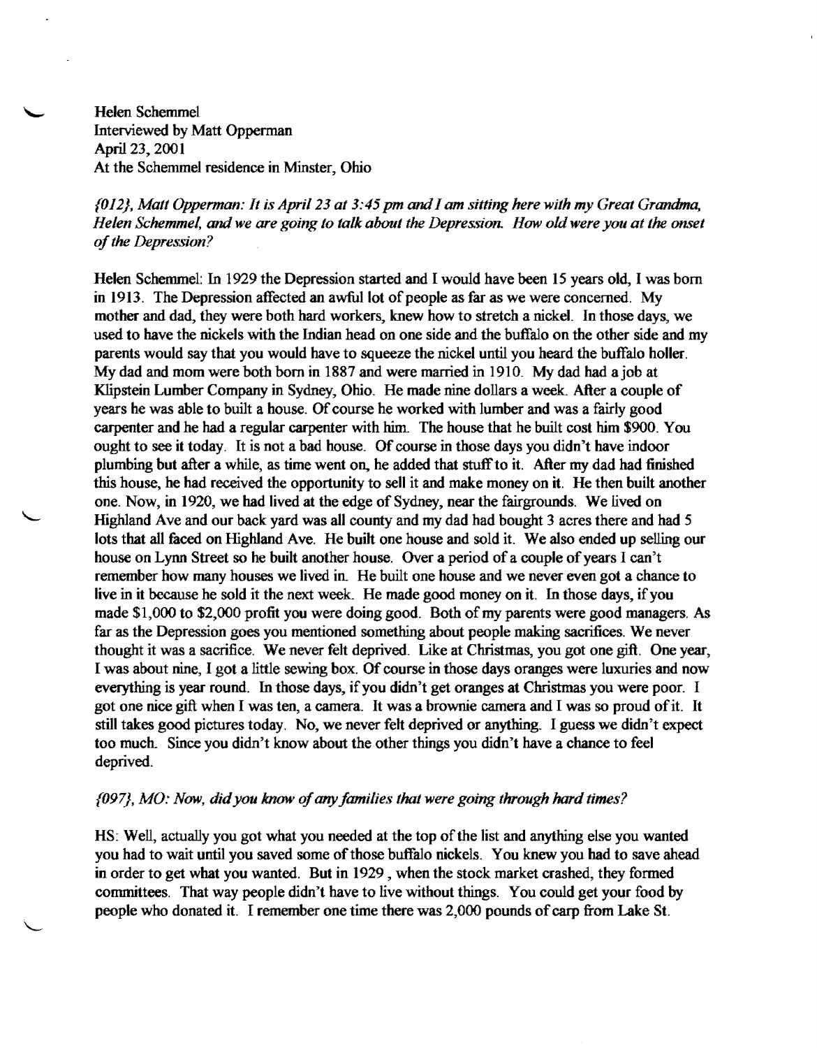Helen Schemmel
Interviewed by Matt Opperman
April 23, 2001
At the Schemmel residence in Minster, Ohio

*{012}, Matt Opperman: It is April 23 at 3:45 pm and I am sitting here with my Great Grandma, Helen Schemmel, and we are going to talk about the Depression. How old were you at the onset of the Depression?*

Helen Schemmel: In 1929 the Depression started and I would have been 15 years old, I was born in 1913. The Depression affected an awful lot of people as far as we were concerned. My mother and dad, they were both hard workers, knew how to stretch a nickel. In those days, we used to have the nickels with the Indian head on one side and the buffalo on the other side and my parents would say that you would have to squeeze the nickel until you heard the buffalo holler. My dad and mom were both born in 1887 and were married in 1910. My dad had a job at Klipstein Lumber Company in Sydney, Ohio. He made nine dollars a week. After a couple of years he was able to built a house. Of course he worked with lumber and was a fairly good carpenter and he had a regular carpenter with him. The house that he built cost him $900. You ought to see it today. It is not a bad house. Of course in those days you didn't have indoor plumbing but after a while, as time went on, he added that stuff to it. After my dad had finished this house, he had received the opportunity to sell it and make money on it. He then built another one. Now, in 1920, we had lived at the edge of Sydney, near the fairgrounds. We lived on Highland Ave and our back yard was all county and my dad had bought 3 acres there and had 5 lots that all faced on Highland Ave. He built one house and sold it. We also ended up selling our house on Lynn Street so he built another house. Over a period of a couple of years I can't remember how many houses we lived in. He built one house and we never even got a chance to live in it because he sold it the next week. He made good money on it. In those days, if you made $1,000 to $2,000 profit you were doing good. Both of my parents were good managers. As far as the Depression goes you mentioned something about people making sacrifices. We never thought it was a sacrifice. We never felt deprived. Like at Christmas, you got one gift. One year, I was about nine, I got a little sewing box. Of course in those days oranges were luxuries and now everything is year round. In those days, if you didn't get oranges at Christmas you were poor. I got one nice gift when I was ten, a camera. It was a brownie camera and I was so proud of it. It still takes good pictures today. No, we never felt deprived or anything. I guess we didn't expect too much. Since you didn't know about the other things you didn't have a chance to feel deprived.

*{097}, MO: Now, did you know of any families that were going through hard times?*

HS: Well, actually you got what you needed at the top of the list and anything else you wanted you had to wait until you saved some of those buffalo nickels. You knew you had to save ahead in order to get what you wanted. But in 1929, when the stock market crashed, they formed committees. That way people didn't have to live without things. You could get your food by people who donated it. I remember one time there was 2,000 pounds of carp from Lake St.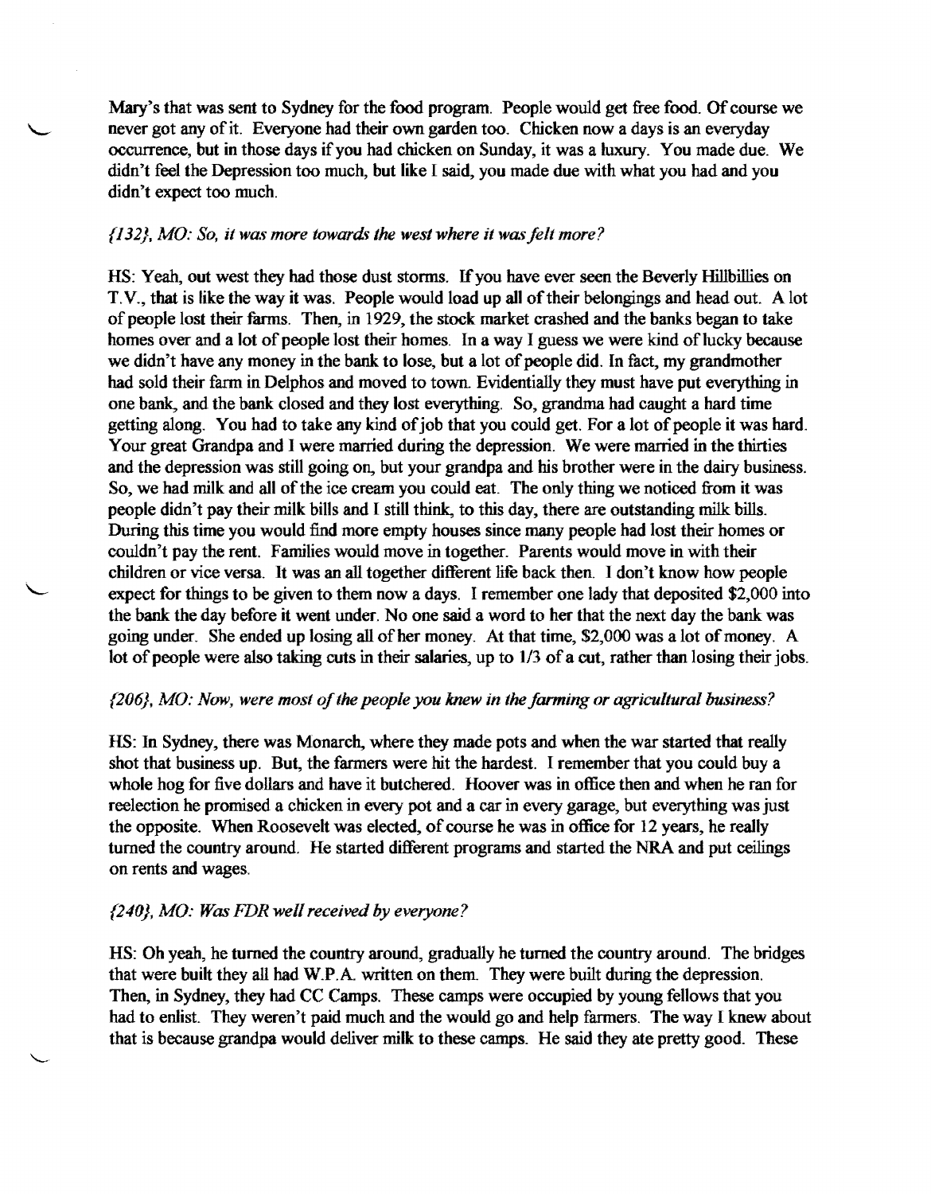Mary's that was sent to Sydney for the food program. People would get free food. Of course we never got any of it. Everyone had their own garden too. Chicken now a days is an everyday occurrence, but in those days if you had chicken on Sunday, it was a luxury. You made due. We didn't feel the Depression too much, but like I said, you made due with what you had and you didn't expect too much.

*{132}, MO: So, it was more towards the west where it was felt more?*

HS: Yeah, out west they had those dust storms. If you have ever seen the Beverly Hillbillies on T.V., that is like the way it was. People would load up all of their belongings and head out. A lot of people lost their farms. Then, in 1929, the stock market crashed and the banks began to take homes over and a lot of people lost their homes. In a way I guess we were kind of lucky because we didn't have any money in the bank to lose, but a lot of people did. In fact, my grandmother had sold their farm in Delphos and moved to town. Evidentially they must have put everything in one bank, and the bank closed and they lost everything. So, grandma had caught a hard time getting along. You had to take any kind of job that you could get. For a lot of people it was hard. Your great Grandpa and I were married during the depression. We were married in the thirties and the depression was still going on, but your grandpa and his brother were in the dairy business. So, we had milk and all of the ice cream you could eat. The only thing we noticed from it was people didn't pay their milk bills and I still think, to this day, there are outstanding milk bills. During this time you would find more empty houses since many people had lost their homes or couldn't pay the rent. Families would move in together. Parents would move in with their children or vice versa. It was an all together different life back then. I don't know how people expect for things to be given to them now a days. I remember one lady that deposited $2,000 into the bank the day before it went under. No one said a word to her that the next day the bank was going under. She ended up losing all of her money. At that time, $2,000 was a lot of money. A lot of people were also taking cuts in their salaries, up to 1/3 of a cut, rather than losing their jobs.

*{206}, MO: Now, were most of the people you knew in the farming or agricultural business?*

HS: In Sydney, there was Monarch, where they made pots and when the war started that really shot that business up. But, the farmers were hit the hardest. I remember that you could buy a whole hog for five dollars and have it butchered. Hoover was in office then and when he ran for reelection he promised a chicken in every pot and a car in every garage, but everything was just the opposite. When Roosevelt was elected, of course he was in office for 12 years, he really turned the country around. He started different programs and started the NRA and put ceilings on rents and wages.

*{240}, MO: Was FDR well received by everyone?*

HS: Oh yeah, he turned the country around, gradually he turned the country around. The bridges that were built they all had W.P.A. written on them. They were built during the depression. Then, in Sydney, they had CC Camps. These camps were occupied by young fellows that you had to enlist. They weren't paid much and the would go and help farmers. The way I knew about that is because grandpa would deliver milk to these camps. He said they ate pretty good. These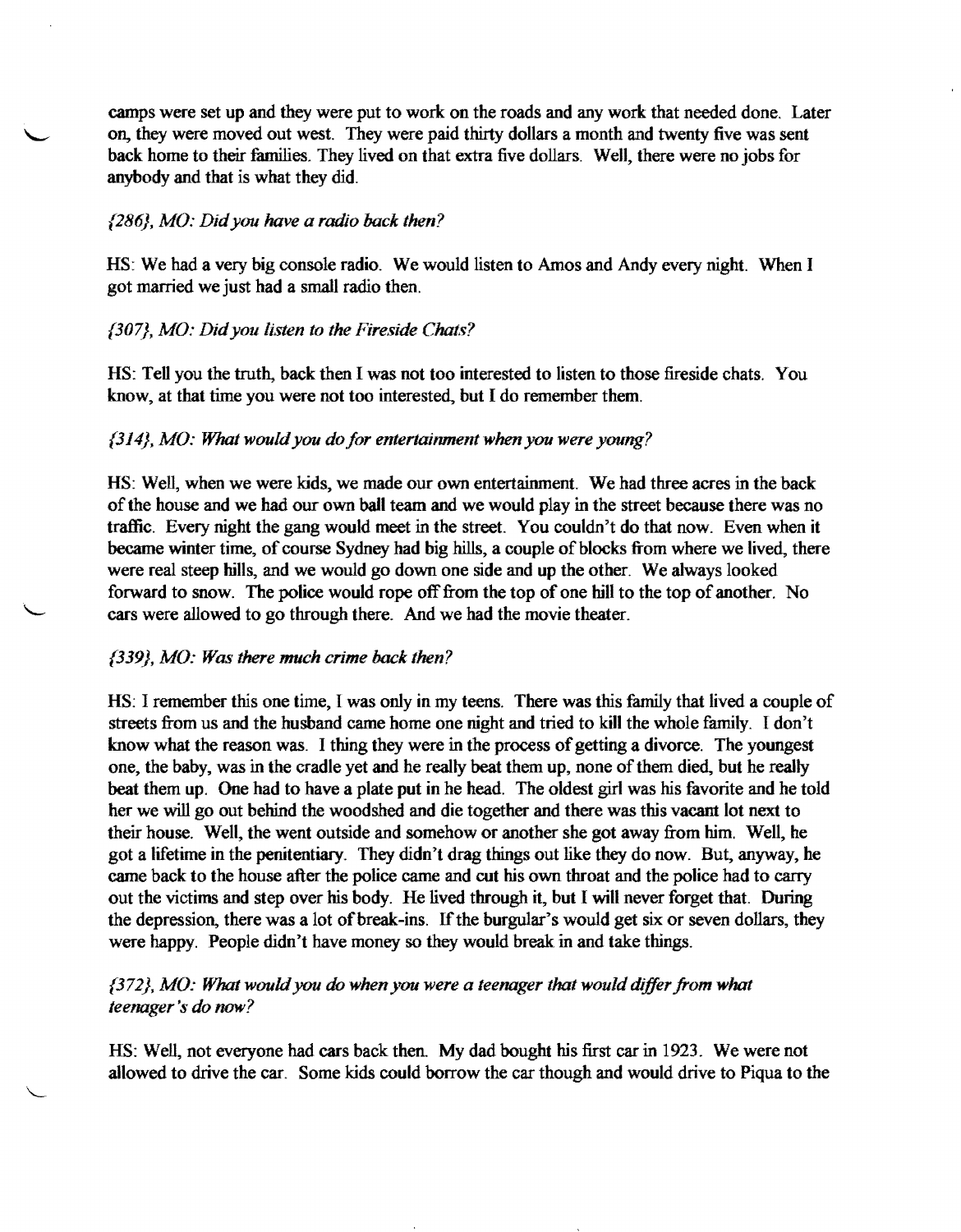camps were set up and they were put to work on the roads and any work that needed done. Later on, they were moved out west. They were paid thirty dollars a month and twenty five was sent back home to their families. They lived on that extra five dollars. Well, there were no jobs for anybody and that is what they did.

*{286}, MO: Did you have a radio back then?*

HS: We had a very big console radio. We would listen to Amos and Andy every night. When I got married we just had a small radio then.

*{307}, MO: Did you listen to the Fireside Chats?*

HS: Tell you the truth, back then I was not too interested to listen to those fireside chats. You know, at that time you were not too interested, but I do remember them.

*{314}, MO: What would you do for entertainment when you were young?*

HS: Well, when we were kids, we made our own entertainment. We had three acres in the back of the house and we had our own ball team and we would play in the street because there was no traffic. Every night the gang would meet in the street. You couldn't do that now. Even when it became winter time, of course Sydney had big hills, a couple of blocks from where we lived, there were real steep hills, and we would go down one side and up the other. We always looked forward to snow. The police would rope off from the top of one hill to the top of another. No cars were allowed to go through there. And we had the movie theater.

*{339}, MO: Was there much crime back then?*

HS: I remember this one time, I was only in my teens. There was this family that lived a couple of streets from us and the husband came home one night and tried to kill the whole family. I don't know what the reason was. I thing they were in the process of getting a divorce. The youngest one, the baby, was in the cradle yet and he really beat them up, none of them died, but he really beat them up. One had to have a plate put in he head. The oldest girl was his favorite and he told her we will go out behind the woodshed and die together and there was this vacant lot next to their house. Well, the went outside and somehow or another she got away from him. Well, he got a lifetime in the penitentiary. They didn't drag things out like they do now. But, anyway, he came back to the house after the police came and cut his own throat and the police had to carry out the victims and step over his body. He lived through it, but I will never forget that. During the depression, there was a lot of break-ins. If the burgular's would get six or seven dollars, they were happy. People didn't have money so they would break in and take things.

*{372}, MO: What would you do when you were a teenager that would differ from what teenager's do now?*

HS: Well, not everyone had cars back then. My dad bought his first car in 1923. We were not allowed to drive the car. Some kids could borrow the car though and would drive to Piqua to the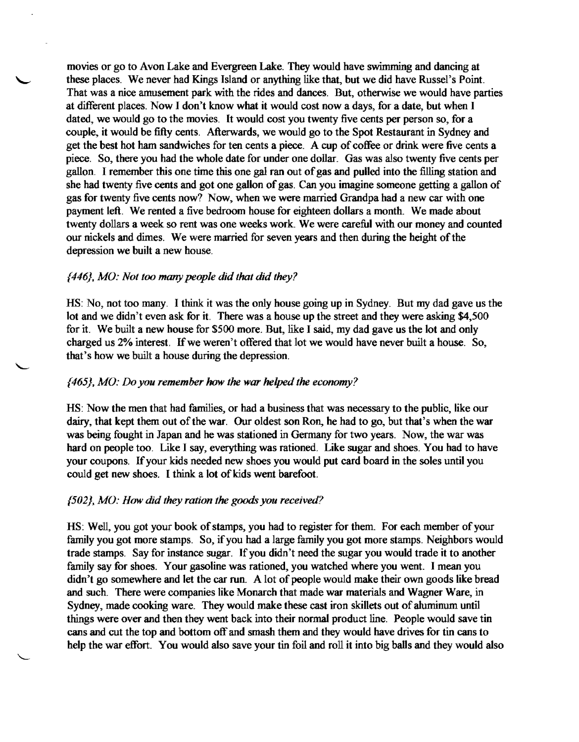movies or go to Avon Lake and Evergreen Lake. They would have swimming and dancing at these places. We never had Kings Island or anything like that, but we did have Russel's Point. That was a nice amusement park with the rides and dances. But, otherwise we would have parties at different places. Now I don't know what it would cost now a days, for a date, but when I dated, we would go to the movies. It would cost you twenty five cents per person so, for a couple, it would be fifty cents. Afterwards, we would go to the Spot Restaurant in Sydney and get the best hot ham sandwiches for ten cents a piece. A cup of coffee or drink were five cents a piece. So, there you had the whole date for under one dollar. Gas was also twenty five cents per gallon. I remember this one time this one gal ran out of gas and pulled into the filling station and she had twenty five cents and got one gallon of gas. Can you imagine someone getting a gallon of gas for twenty five cents now? Now, when we were married Grandpa had a new car with one payment left. We rented a five bedroom house for eighteen dollars a month. We made about twenty dollars a week so rent was one weeks work. We were careful with our money and counted our nickels and dimes. We were married for seven years and then during the height of the depression we built a new house.

*{446}, MO: Not too many people did that did they?*

HS: No, not too many. I think it was the only house going up in Sydney. But my dad gave us the lot and we didn't even ask for it. There was a house up the street and they were asking $4,500 for it. We built a new house for $500 more. But, like I said, my dad gave us the lot and only charged us 2% interest. If we weren't offered that lot we would have never built a house. So, that's how we built a house during the depression.

*{465}, MO: Do you remember how the war helped the economy?*

HS: Now the men that had families, or had a business that was necessary to the public, like our dairy, that kept them out of the war. Our oldest son Ron, he had to go, but that's when the war was being fought in Japan and he was stationed in Germany for two years. Now, the war was hard on people too. Like I say, everything was rationed. Like sugar and shoes. You had to have your coupons. If your kids needed new shoes you would put card board in the soles until you could get new shoes. I think a lot of kids went barefoot.

*{502}, MO: How did they ration the goods you received?*

HS: Well, you got your book of stamps, you had to register for them. For each member of your family you got more stamps. So, if you had a large family you got more stamps. Neighbors would trade stamps. Say for instance sugar. If you didn't need the sugar you would trade it to another family say for shoes. Your gasoline was rationed, you watched where you went. I mean you didn't go somewhere and let the car run. A lot of people would make their own goods like bread and such. There were companies like Monarch that made war materials and Wagner Ware, in Sydney, made cooking ware. They would make these cast iron skillets out of aluminum until things were over and then they went back into their normal product line. People would save tin cans and cut the top and bottom off and smash them and they would have drives for tin cans to help the war effort. You would also save your tin foil and roll it into big balls and they would also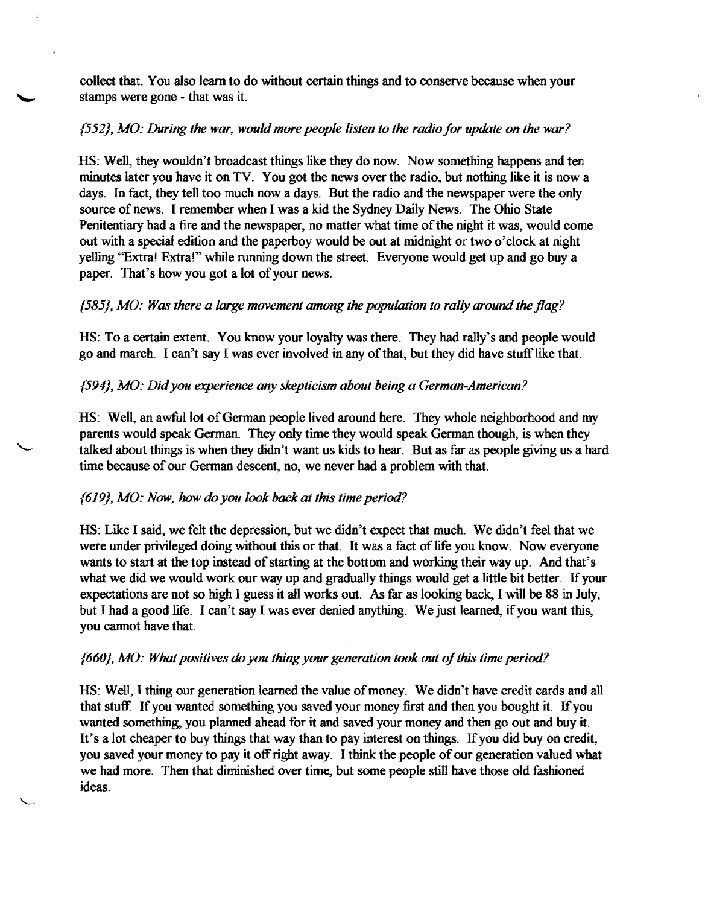collect that. You also learn to do without certain things and to conserve because when your stamps were gone - that was it.

*{552}, MO: During the war, would more people listen to the radio for update on the war?*

HS: Well, they wouldn't broadcast things like they do now. Now something happens and ten minutes later you have it on TV. You got the news over the radio, but nothing like it is now a days. In fact, they tell too much now a days. But the radio and the newspaper were the only source of news. I remember when I was a kid the Sydney Daily News. The Ohio State Penitentiary had a fire and the newspaper, no matter what time of the night it was, would come out with a special edition and the paperboy would be out at midnight or two o'clock at night yelling "Extra! Extra!" while running down the street. Everyone would get up and go buy a paper. That's how you got a lot of your news.

*{585}, MO: Was there a large movement among the population to rally around the flag?*

HS: To a certain extent. You know your loyalty was there. They had rally's and people would go and march. I can't say I was ever involved in any of that, but they did have stuff like that.

*{594}, MO: Did you experience any skepticism about being a German-American?*

HS: Well, an awful lot of German people lived around here. They whole neighborhood and my parents would speak German. They only time they would speak German though, is when they talked about things is when they didn't want us kids to hear. But as far as people giving us a hard time because of our German descent, no, we never had a problem with that.

*{619}, MO: Now, how do you look back at this time period?*

HS: Like I said, we felt the depression, but we didn't expect that much. We didn't feel that we were under privileged doing without this or that. It was a fact of life you know. Now everyone wants to start at the top instead of starting at the bottom and working their way up. And that's what we did we would work our way up and gradually things would get a little bit better. If your expectations are not so high I guess it all works out. As far as looking back, I will be 88 in July, but I had a good life. I can't say I was ever denied anything. We just learned, if you want this, you cannot have that.

*{660}, MO: What positives do you thing your generation took out of this time period?*

HS: Well, I thing our generation learned the value of money. We didn't have credit cards and all that stuff. If you wanted something you saved your money first and then you bought it. If you wanted something, you planned ahead for it and saved your money and then go out and buy it. It's a lot cheaper to buy things that way than to pay interest on things. If you did buy on credit, you saved your money to pay it off right away. I think the people of our generation valued what we had more. Then that diminished over time, but some people still have those old fashioned ideas.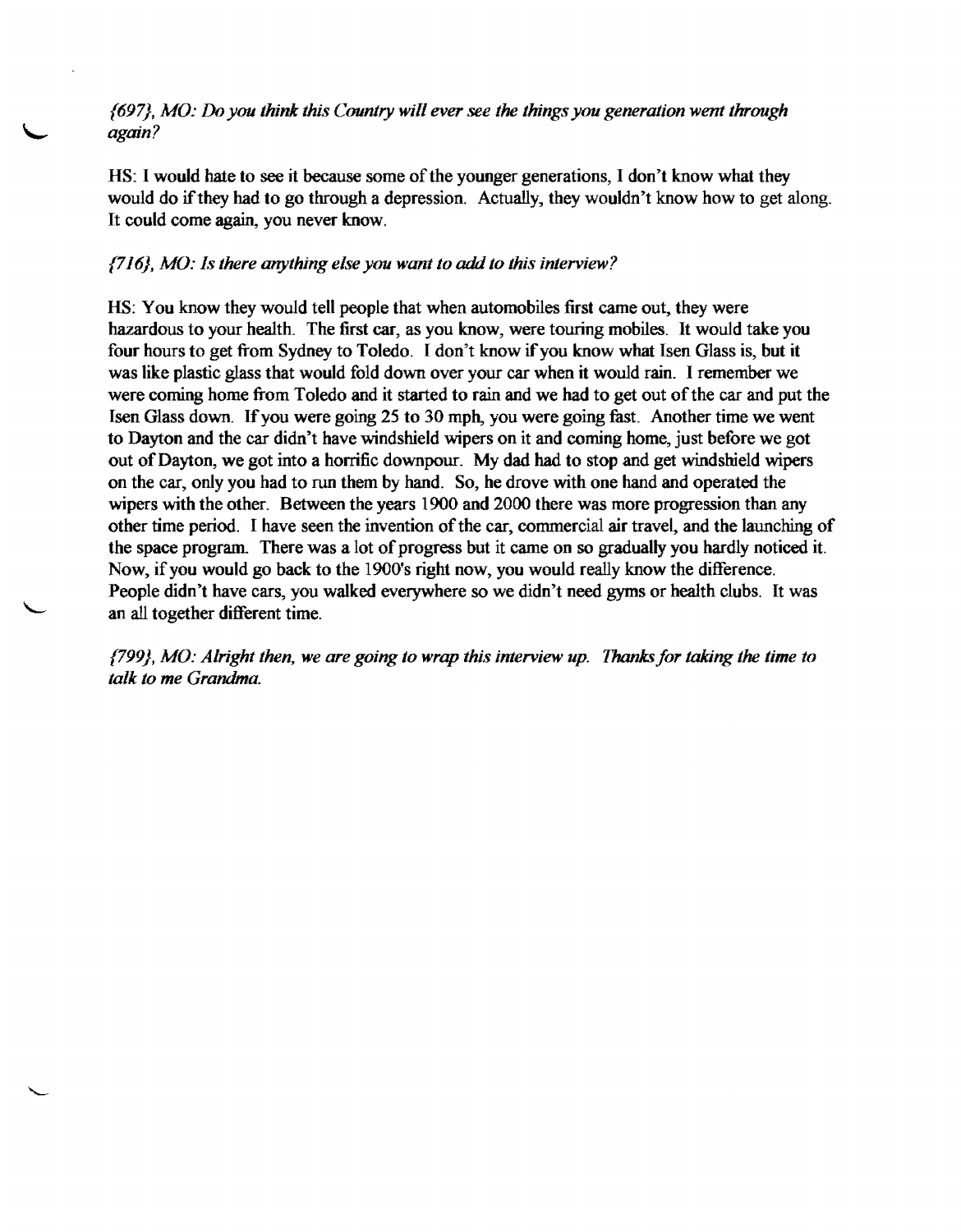*{697}, MO: Do you think this Country will ever see the things you generation went through again?*

HS: I would hate to see it because some of the younger generations, I don't know what they would do if they had to go through a depression. Actually, they wouldn't know how to get along. It could come again, you never know.

*{716}, MO: Is there anything else you want to add to this interview?*

HS: You know they would tell people that when automobiles first came out, they were hazardous to your health. The first car, as you know, were touring mobiles. It would take you four hours to get from Sydney to Toledo. I don't know if you know what Isen Glass is, but it was like plastic glass that would fold down over your car when it would rain. I remember we were coming home from Toledo and it started to rain and we had to get out of the car and put the Isen Glass down. If you were going 25 to 30 mph, you were going fast. Another time we went to Dayton and the car didn't have windshield wipers on it and coming home, just before we got out of Dayton, we got into a horrific downpour. My dad had to stop and get windshield wipers on the car, only you had to run them by hand. So, he drove with one hand and operated the wipers with the other. Between the years 1900 and 2000 there was more progression than any other time period. I have seen the invention of the car, commercial air travel, and the launching of the space program. There was a lot of progress but it came on so gradually you hardly noticed it. Now, if you would go back to the 1900's right now, you would really know the difference. People didn't have cars, you walked everywhere so we didn't need gyms or health clubs. It was an all together different time.

*{799}, MO: Alright then, we are going to wrap this interview up. Thanks for taking the time to talk to me Grandma.*